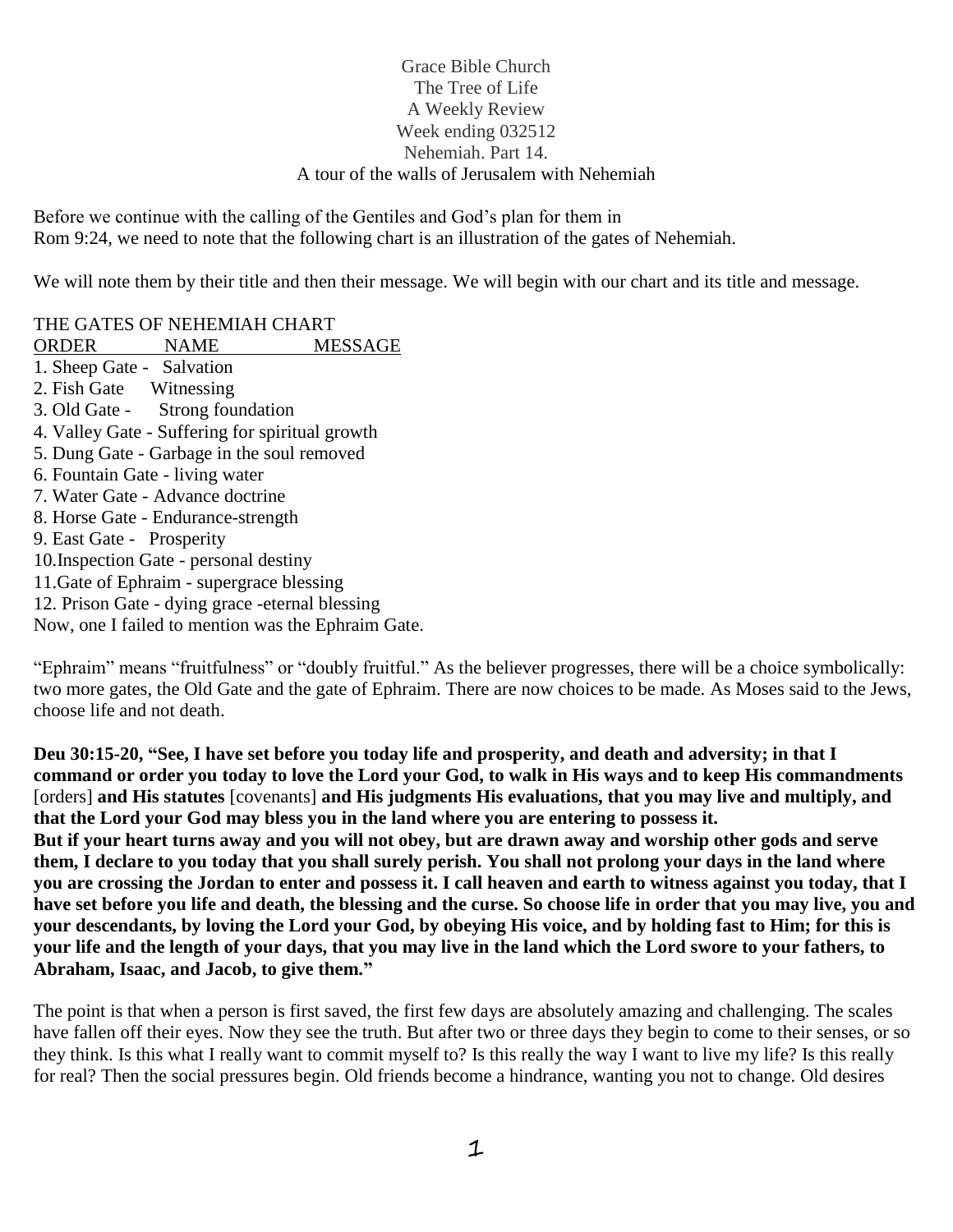Grace Bible Church
The Tree of Life
A Weekly Review
Week ending 032512
Nehemiah. Part 14.
A tour of the walls of Jerusalem with Nehemiah

Before we continue with the calling of the Gentiles and God's plan for them in Rom 9:24, we need to note that the following chart is an illustration of the gates of Nehemiah.

We will note them by their title and then their message. We will begin with our chart and its title and message.

THE GATES OF NEHEMIAH CHART

| ORDER | NAME | MESSAGE |
|---|---|---|
| 1. | Sheep Gate - | Salvation |
| 2. | Fish Gate | Witnessing |
| 3. | Old Gate - | Strong foundation |
| 4. | Valley Gate - | Suffering for spiritual growth |
| 5. | Dung Gate - | Garbage in the soul removed |
| 6. | Fountain Gate - | living water |
| 7. | Water Gate - | Advance doctrine |
| 8. | Horse Gate - | Endurance-strength |
| 9. | East Gate - | Prosperity |
| 10. | Inspection Gate - | personal destiny |
| 11. | Gate of Ephraim - | supergrace blessing |
| 12. | Prison Gate - | dying grace -eternal blessing |

Now, one I failed to mention was the Ephraim Gate.

"Ephraim" means "fruitfulness" or "doubly fruitful." As the believer progresses, there will be a choice symbolically: two more gates, the Old Gate and the gate of Ephraim. There are now choices to be made. As Moses said to the Jews, choose life and not death.

**Deu 30:15-20, "See, I have set before you today life and prosperity, and death and adversity; in that I command or order you today to love the Lord your God, to walk in His ways and to keep His commandments** [orders] **and His statutes** [covenants] **and His judgments His evaluations, that you may live and multiply, and that the Lord your God may bless you in the land where you are entering to possess it.**
**But if your heart turns away and you will not obey, but are drawn away and worship other gods and serve them, I declare to you today that you shall surely perish. You shall not prolong your days in the land where you are crossing the Jordan to enter and possess it. I call heaven and earth to witness against you today, that I have set before you life and death, the blessing and the curse. So choose life in order that you may live, you and your descendants, by loving the Lord your God, by obeying His voice, and by holding fast to Him; for this is your life and the length of your days, that you may live in the land which the Lord swore to your fathers, to Abraham, Isaac, and Jacob, to give them."**

The point is that when a person is first saved, the first few days are absolutely amazing and challenging. The scales have fallen off their eyes. Now they see the truth. But after two or three days they begin to come to their senses, or so they think. Is this what I really want to commit myself to? Is this really the way I want to live my life? Is this really for real? Then the social pressures begin. Old friends become a hindrance, wanting you not to change. Old desires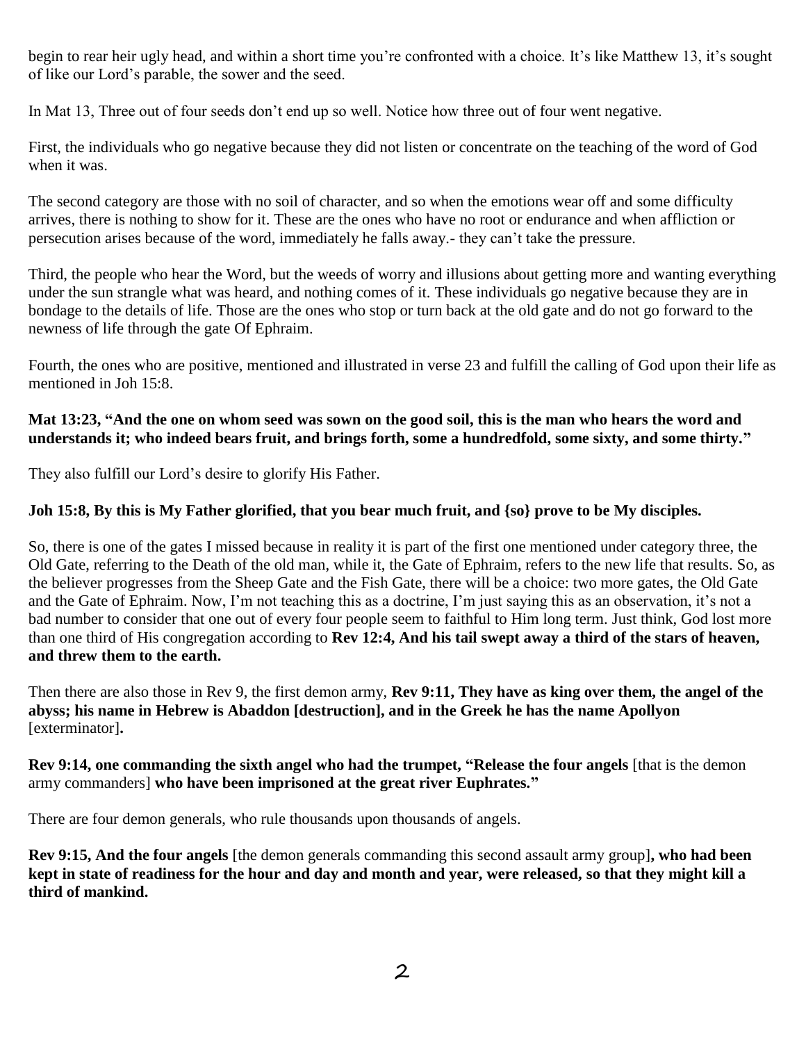begin to rear heir ugly head, and within a short time you're confronted with a choice. It's like Matthew 13, it's sought of like our Lord's parable, the sower and the seed.

In Mat 13, Three out of four seeds don't end up so well. Notice how three out of four went negative.

First, the individuals who go negative because they did not listen or concentrate on the teaching of the word of God when it was.

The second category are those with no soil of character, and so when the emotions wear off and some difficulty arrives, there is nothing to show for it. These are the ones who have no root or endurance and when affliction or persecution arises because of the word, immediately he falls away.- they can't take the pressure.

Third, the people who hear the Word, but the weeds of worry and illusions about getting more and wanting everything under the sun strangle what was heard, and nothing comes of it. These individuals go negative because they are in bondage to the details of life. Those are the ones who stop or turn back at the old gate and do not go forward to the newness of life through the gate Of Ephraim.

Fourth, the ones who are positive, mentioned and illustrated in verse 23 and fulfill the calling of God upon their life as mentioned in Joh 15:8.

**Mat 13:23, "And the one on whom seed was sown on the good soil, this is the man who hears the word and understands it; who indeed bears fruit, and brings forth, some a hundredfold, some sixty, and some thirty."**

They also fulfill our Lord's desire to glorify His Father.

**Joh 15:8, By this is My Father glorified, that you bear much fruit, and {so} prove to be My disciples.**

So, there is one of the gates I missed because in reality it is part of the first one mentioned under category three, the Old Gate, referring to the Death of the old man, while it, the Gate of Ephraim, refers to the new life that results. So, as the believer progresses from the Sheep Gate and the Fish Gate, there will be a choice: two more gates, the Old Gate and the Gate of Ephraim. Now, I'm not teaching this as a doctrine, I'm just saying this as an observation, it's not a bad number to consider that one out of every four people seem to faithful to Him long term. Just think, God lost more than one third of His congregation according to **Rev 12:4, And his tail swept away a third of the stars of heaven, and threw them to the earth.**

Then there are also those in Rev 9, the first demon army, **Rev 9:11, They have as king over them, the angel of the abyss; his name in Hebrew is Abaddon [destruction], and in the Greek he has the name Apollyon** [exterminator]**.**

**Rev 9:14, one commanding the sixth angel who had the trumpet, "Release the four angels** [that is the demon army commanders] **who have been imprisoned at the great river Euphrates."**

There are four demon generals, who rule thousands upon thousands of angels.

**Rev 9:15, And the four angels** [the demon generals commanding this second assault army group]**, who had been kept in state of readiness for the hour and day and month and year, were released, so that they might kill a third of mankind.**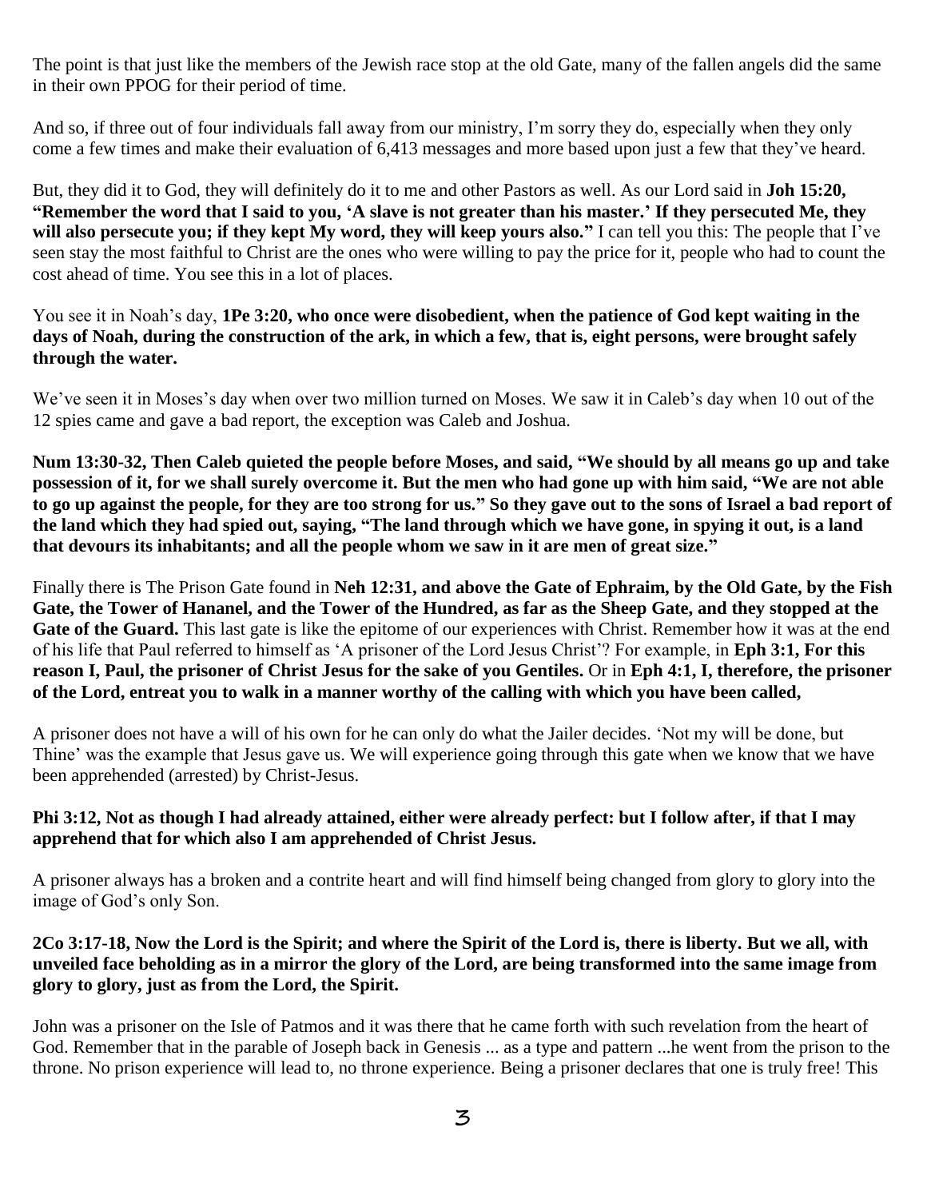The point is that just like the members of the Jewish race stop at the old Gate, many of the fallen angels did the same in their own PPOG for their period of time.

And so, if three out of four individuals fall away from our ministry, I'm sorry they do, especially when they only come a few times and make their evaluation of 6,413 messages and more based upon just a few that they've heard.

But, they did it to God, they will definitely do it to me and other Pastors as well. As our Lord said in **Joh 15:20, "Remember the word that I said to you, 'A slave is not greater than his master.' If they persecuted Me, they will also persecute you; if they kept My word, they will keep yours also."** I can tell you this: The people that I've seen stay the most faithful to Christ are the ones who were willing to pay the price for it, people who had to count the cost ahead of time. You see this in a lot of places.

You see it in Noah's day, **1Pe 3:20, who once were disobedient, when the patience of God kept waiting in the days of Noah, during the construction of the ark, in which a few, that is, eight persons, were brought safely through the water.**

We've seen it in Moses's day when over two million turned on Moses. We saw it in Caleb's day when 10 out of the 12 spies came and gave a bad report, the exception was Caleb and Joshua.

**Num 13:30-32, Then Caleb quieted the people before Moses, and said, "We should by all means go up and take possession of it, for we shall surely overcome it. But the men who had gone up with him said, "We are not able to go up against the people, for they are too strong for us." So they gave out to the sons of Israel a bad report of the land which they had spied out, saying, "The land through which we have gone, in spying it out, is a land that devours its inhabitants; and all the people whom we saw in it are men of great size."**

Finally there is The Prison Gate found in **Neh 12:31, and above the Gate of Ephraim, by the Old Gate, by the Fish Gate, the Tower of Hananel, and the Tower of the Hundred, as far as the Sheep Gate, and they stopped at the Gate of the Guard.** This last gate is like the epitome of our experiences with Christ. Remember how it was at the end of his life that Paul referred to himself as 'A prisoner of the Lord Jesus Christ'? For example, in **Eph 3:1, For this reason I, Paul, the prisoner of Christ Jesus for the sake of you Gentiles.** Or in **Eph 4:1, I, therefore, the prisoner of the Lord, entreat you to walk in a manner worthy of the calling with which you have been called,**

A prisoner does not have a will of his own for he can only do what the Jailer decides. 'Not my will be done, but Thine' was the example that Jesus gave us. We will experience going through this gate when we know that we have been apprehended (arrested) by Christ-Jesus.

**Phi 3:12, Not as though I had already attained, either were already perfect: but I follow after, if that I may apprehend that for which also I am apprehended of Christ Jesus.**

A prisoner always has a broken and a contrite heart and will find himself being changed from glory to glory into the image of God's only Son.

**2Co 3:17-18, Now the Lord is the Spirit; and where the Spirit of the Lord is, there is liberty. But we all, with unveiled face beholding as in a mirror the glory of the Lord, are being transformed into the same image from glory to glory, just as from the Lord, the Spirit.**

John was a prisoner on the Isle of Patmos and it was there that he came forth with such revelation from the heart of God. Remember that in the parable of Joseph back in Genesis ... as a type and pattern ...he went from the prison to the throne. No prison experience will lead to, no throne experience. Being a prisoner declares that one is truly free! This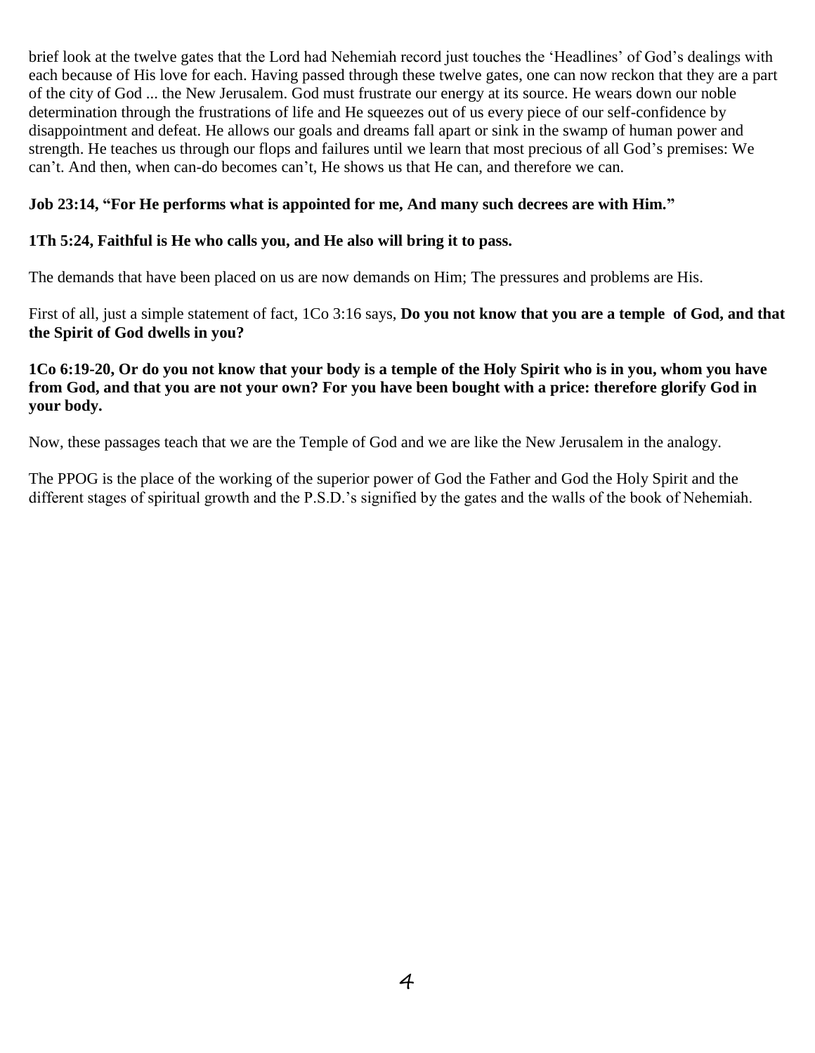brief look at the twelve gates that the Lord had Nehemiah record just touches the 'Headlines' of God's dealings with each because of His love for each. Having passed through these twelve gates, one can now reckon that they are a part of the city of God ... the New Jerusalem. God must frustrate our energy at its source. He wears down our noble determination through the frustrations of life and He squeezes out of us every piece of our self-confidence by disappointment and defeat. He allows our goals and dreams fall apart or sink in the swamp of human power and strength. He teaches us through our flops and failures until we learn that most precious of all God's premises: We can't. And then, when can-do becomes can't, He shows us that He can, and therefore we can.

**Job 23:14, "For He performs what is appointed for me, And many such decrees are with Him."**

**1Th 5:24, Faithful is He who calls you, and He also will bring it to pass.**

The demands that have been placed on us are now demands on Him; The pressures and problems are His.

First of all, just a simple statement of fact, 1Co 3:16 says, **Do you not know that you are a temple of God, and that the Spirit of God dwells in you?**

**1Co 6:19-20, Or do you not know that your body is a temple of the Holy Spirit who is in you, whom you have from God, and that you are not your own? For you have been bought with a price: therefore glorify God in your body.**

Now, these passages teach that we are the Temple of God and we are like the New Jerusalem in the analogy.

The PPOG is the place of the working of the superior power of God the Father and God the Holy Spirit and the different stages of spiritual growth and the P.S.D.'s signified by the gates and the walls of the book of Nehemiah.